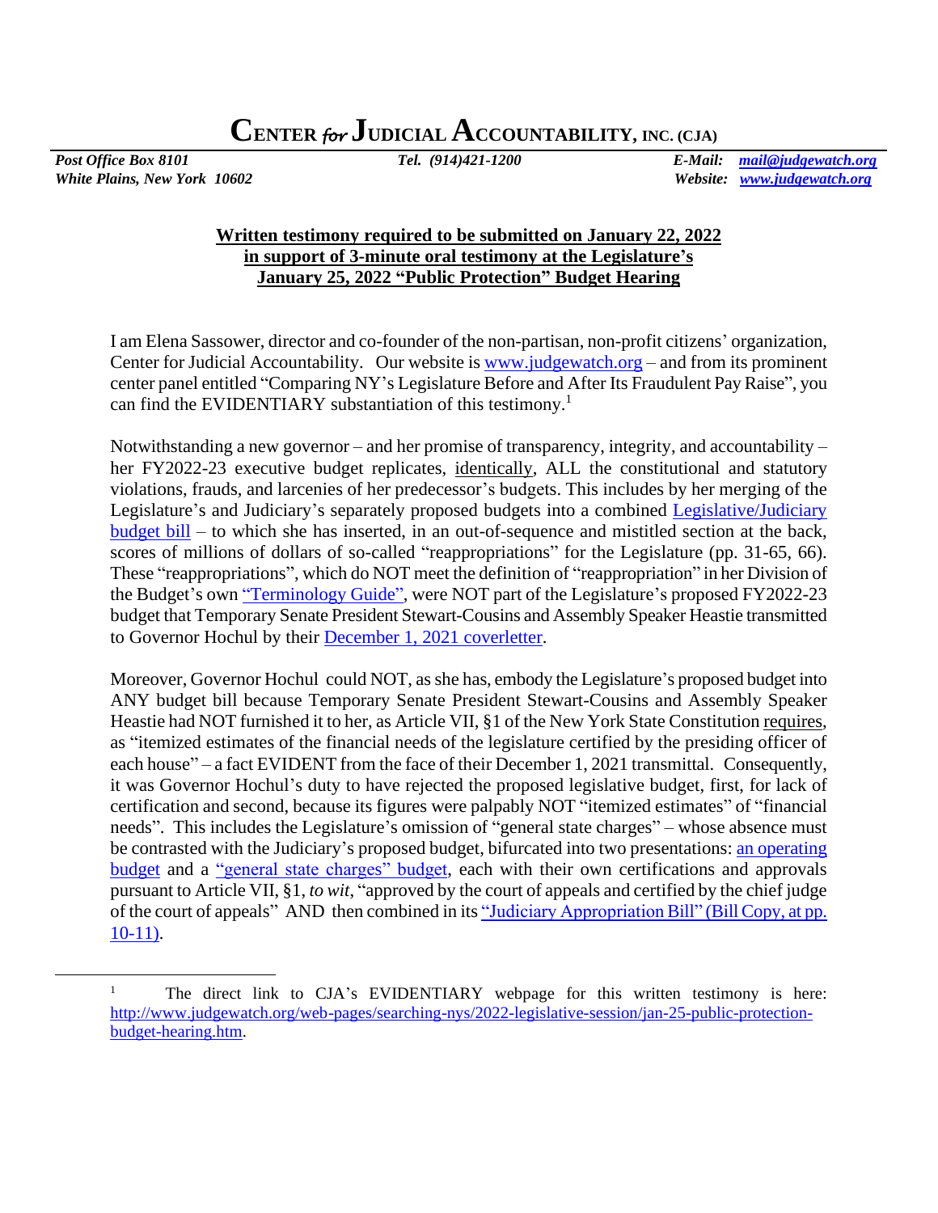# CENTER *for* JUDICIAL ACCOUNTABILITY, INC. (CJA)

*Post Office Box 8101* | *Tel. (914)421-1200* | *E-Mail: mail@judgewatch.org*
*White Plains, New York 10602* | | *Website: www.judgewatch.org*

**Written testimony required to be submitted on January 22, 2022 in support of 3-minute oral testimony at the Legislature's January 25, 2022 "Public Protection" Budget Hearing**

I am Elena Sassower, director and co-founder of the non-partisan, non-profit citizens' organization, Center for Judicial Accountability. Our website is www.judgewatch.org – and from its prominent center panel entitled "Comparing NY's Legislature Before and After Its Fraudulent Pay Raise", you can find the EVIDENTIARY substantiation of this testimony.[1]

Notwithstanding a new governor – and her promise of transparency, integrity, and accountability – her FY2022-23 executive budget replicates, identically, ALL the constitutional and statutory violations, frauds, and larcenies of her predecessor's budgets. This includes by her merging of the Legislature's and Judiciary's separately proposed budgets into a combined Legislative/Judiciary budget bill – to which she has inserted, in an out-of-sequence and mistitled section at the back, scores of millions of dollars of so-called "reappropriations" for the Legislature (pp. 31-65, 66). These "reappropriations", which do NOT meet the definition of "reappropriation" in her Division of the Budget's own "Terminology Guide", were NOT part of the Legislature's proposed FY2022-23 budget that Temporary Senate President Stewart-Cousins and Assembly Speaker Heastie transmitted to Governor Hochul by their December 1, 2021 coverletter.

Moreover, Governor Hochul could NOT, as she has, embody the Legislature's proposed budget into ANY budget bill because Temporary Senate President Stewart-Cousins and Assembly Speaker Heastie had NOT furnished it to her, as Article VII, §1 of the New York State Constitution requires, as "itemized estimates of the financial needs of the legislature certified by the presiding officer of each house" – a fact EVIDENT from the face of their December 1, 2021 transmittal. Consequently, it was Governor Hochul's duty to have rejected the proposed legislative budget, first, for lack of certification and second, because its figures were palpably NOT "itemized estimates" of "financial needs". This includes the Legislature's omission of "general state charges" – whose absence must be contrasted with the Judiciary's proposed budget, bifurcated into two presentations: an operating budget and a "general state charges" budget, each with their own certifications and approvals pursuant to Article VII, §1, *to wit*, "approved by the court of appeals and certified by the chief judge of the court of appeals" AND then combined in its "Judiciary Appropriation Bill" (Bill Copy, at pp. 10-11).

---

[1] The direct link to CJA's EVIDENTIARY webpage for this written testimony is here: http://www.judgewatch.org/web-pages/searching-nys/2022-legislative-session/jan-25-public-protection-budget-hearing.htm.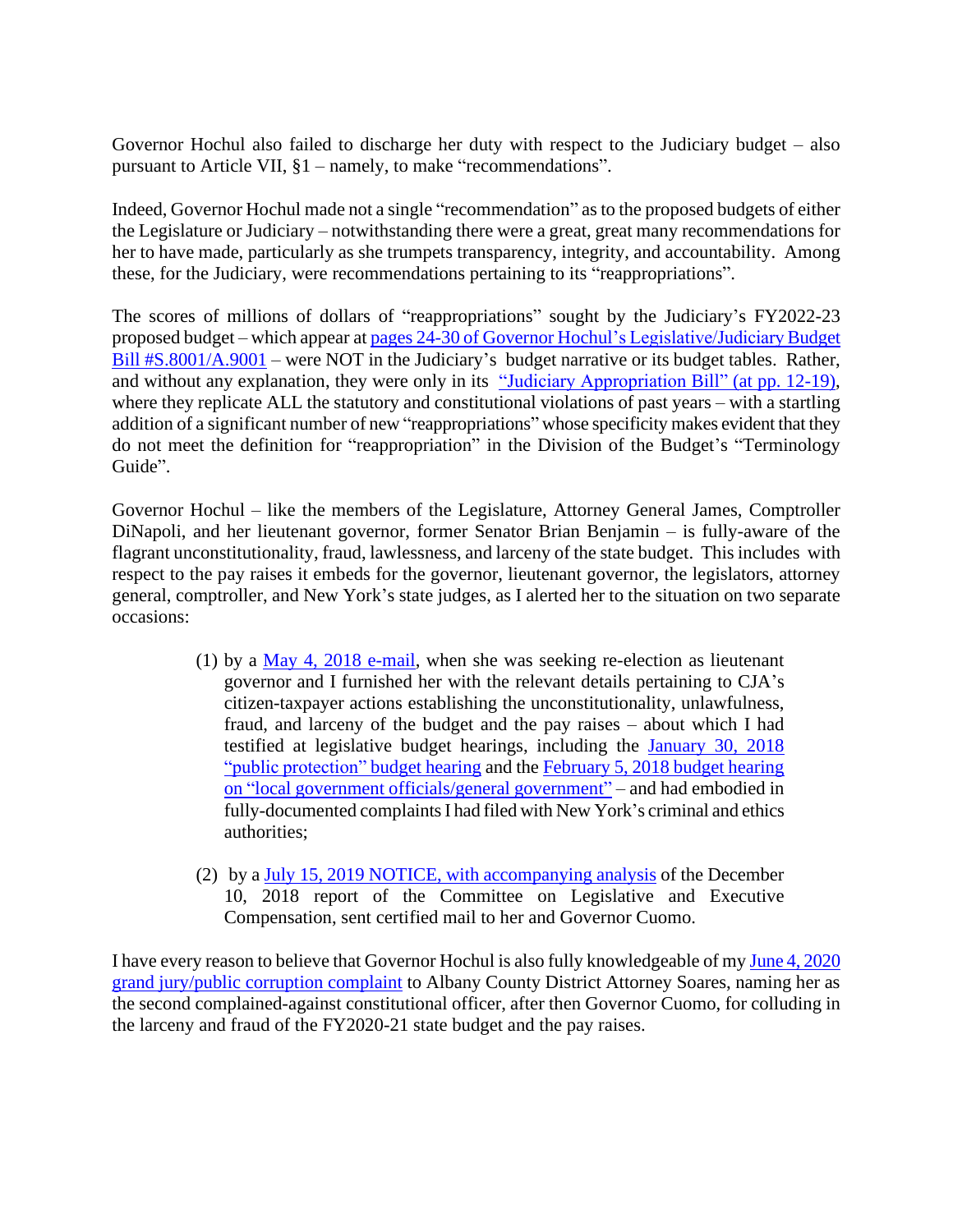Governor Hochul also failed to discharge her duty with respect to the Judiciary budget – also pursuant to Article VII, §1 – namely, to make "recommendations".

Indeed, Governor Hochul made not a single "recommendation" as to the proposed budgets of either the Legislature or Judiciary – notwithstanding there were a great, great many recommendations for her to have made, particularly as she trumpets transparency, integrity, and accountability. Among these, for the Judiciary, were recommendations pertaining to its "reappropriations".

The scores of millions of dollars of "reappropriations" sought by the Judiciary's FY2022-23 proposed budget – which appear at pages 24-30 of Governor Hochul's Legislative/Judiciary Budget Bill #S.8001/A.9001 – were NOT in the Judiciary's budget narrative or its budget tables. Rather, and without any explanation, they were only in its "Judiciary Appropriation Bill" (at pp. 12-19), where they replicate ALL the statutory and constitutional violations of past years – with a startling addition of a significant number of new "reappropriations" whose specificity makes evident that they do not meet the definition for "reappropriation" in the Division of the Budget's "Terminology Guide".

Governor Hochul – like the members of the Legislature, Attorney General James, Comptroller DiNapoli, and her lieutenant governor, former Senator Brian Benjamin – is fully-aware of the flagrant unconstitutionality, fraud, lawlessness, and larceny of the state budget. This includes with respect to the pay raises it embeds for the governor, lieutenant governor, the legislators, attorney general, comptroller, and New York's state judges, as I alerted her to the situation on two separate occasions:

(1) by a May 4, 2018 e-mail, when she was seeking re-election as lieutenant governor and I furnished her with the relevant details pertaining to CJA's citizen-taxpayer actions establishing the unconstitutionality, unlawfulness, fraud, and larceny of the budget and the pay raises – about which I had testified at legislative budget hearings, including the January 30, 2018 "public protection" budget hearing and the February 5, 2018 budget hearing on "local government officials/general government" – and had embodied in fully-documented complaints I had filed with New York's criminal and ethics authorities;

(2) by a July 15, 2019 NOTICE, with accompanying analysis of the December 10, 2018 report of the Committee on Legislative and Executive Compensation, sent certified mail to her and Governor Cuomo.

I have every reason to believe that Governor Hochul is also fully knowledgeable of my June 4, 2020 grand jury/public corruption complaint to Albany County District Attorney Soares, naming her as the second complained-against constitutional officer, after then Governor Cuomo, for colluding in the larceny and fraud of the FY2020-21 state budget and the pay raises.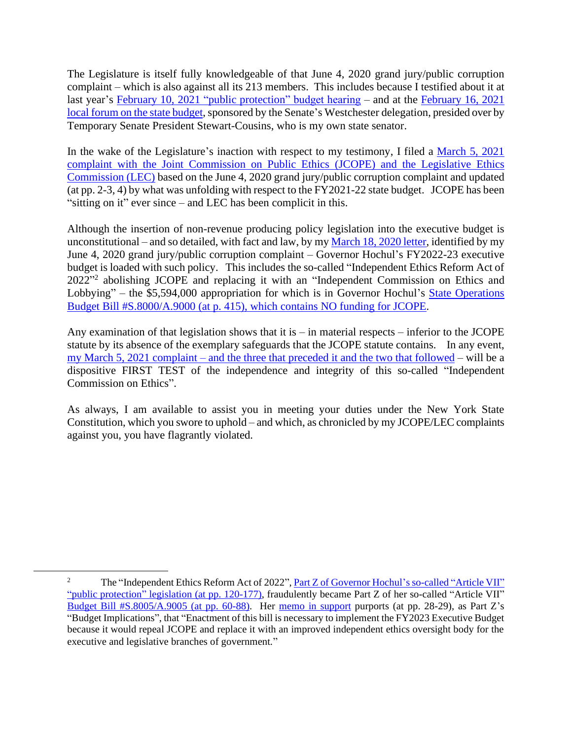The Legislature is itself fully knowledgeable of that June 4, 2020 grand jury/public corruption complaint – which is also against all its 213 members. This includes because I testified about it at last year's February 10, 2021 "public protection" budget hearing – and at the February 16, 2021 local forum on the state budget, sponsored by the Senate's Westchester delegation, presided over by Temporary Senate President Stewart-Cousins, who is my own state senator.

In the wake of the Legislature's inaction with respect to my testimony, I filed a March 5, 2021 complaint with the Joint Commission on Public Ethics (JCOPE) and the Legislative Ethics Commission (LEC) based on the June 4, 2020 grand jury/public corruption complaint and updated (at pp. 2-3, 4) by what was unfolding with respect to the FY2021-22 state budget. JCOPE has been "sitting on it" ever since – and LEC has been complicit in this.

Although the insertion of non-revenue producing policy legislation into the executive budget is unconstitutional – and so detailed, with fact and law, by my March 18, 2020 letter, identified by my June 4, 2020 grand jury/public corruption complaint – Governor Hochul's FY2022-23 executive budget is loaded with such policy. This includes the so-called "Independent Ethics Reform Act of 2022"[2] abolishing JCOPE and replacing it with an "Independent Commission on Ethics and Lobbying" – the $5,594,000 appropriation for which is in Governor Hochul's State Operations Budget Bill #S.8000/A.9000 (at p. 415), which contains NO funding for JCOPE.

Any examination of that legislation shows that it is – in material respects – inferior to the JCOPE statute by its absence of the exemplary safeguards that the JCOPE statute contains. In any event, my March 5, 2021 complaint – and the three that preceded it and the two that followed – will be a dispositive FIRST TEST of the independence and integrity of this so-called "Independent Commission on Ethics".

As always, I am available to assist you in meeting your duties under the New York State Constitution, which you swore to uphold – and which, as chronicled by my JCOPE/LEC complaints against you, you have flagrantly violated.

---

[2] The "Independent Ethics Reform Act of 2022", Part Z of Governor Hochul's so-called "Article VII" "public protection" legislation (at pp. 120-177), fraudulently became Part Z of her so-called "Article VII" Budget Bill #S.8005/A.9005 (at pp. 60-88). Her memo in support purports (at pp. 28-29), as Part Z's "Budget Implications", that "Enactment of this bill is necessary to implement the FY2023 Executive Budget because it would repeal JCOPE and replace it with an improved independent ethics oversight body for the executive and legislative branches of government."